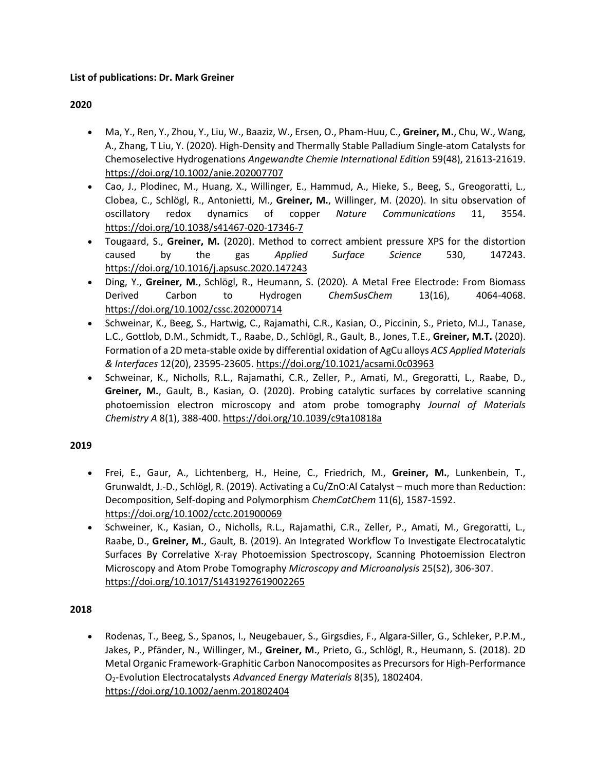**List of publications: Dr. Mark Greiner**

**2020**

- Ma, Y., Ren, Y., Zhou, Y., Liu, W., Baaziz, W., Ersen, O., Pham-Huu, C., **Greiner, M.**, Chu, W., Wang, A., Zhang, T Liu, Y. (2020). High-Density and Thermally Stable Palladium Single-atom Catalysts for Chemoselective Hydrogenations *Angewandte Chemie International Edition* 59(48), 21613-21619. https://doi.org/10.1002/anie.202007707
- Cao, J., Plodinec, M., Huang, X., Willinger, E., Hammud, A., Hieke, S., Beeg, S., Greogoratti, L., Clobea, C., Schlögl, R., Antonietti, M., **Greiner, M.**, Willinger, M. (2020). In situ observation of oscillatory redox dynamics of copper *Nature Communications* 11, 3554. https://doi.org/10.1038/s41467-020-17346-7
- Tougaard, S., **Greiner, M.** (2020). Method to correct ambient pressure XPS for the distortion caused by the gas *Applied Surface Science* 530, 147243. https://doi.org/10.1016/j.apsusc.2020.147243
- Ding, Y., **Greiner, M.**, Schlögl, R., Heumann, S. (2020). A Metal Free Electrode: From Biomass Derived Carbon to Hydrogen *ChemSusChem* 13(16), 4064-4068. https://doi.org/10.1002/cssc.202000714
- Schweinar, K., Beeg, S., Hartwig, C., Rajamathi, C.R., Kasian, O., Piccinin, S., Prieto, M.J., Tanase, L.C., Gottlob, D.M., Schmidt, T., Raabe, D., Schlögl, R., Gault, B., Jones, T.E., **Greiner, M.T.** (2020). Formation of a 2D meta-stable oxide by differential oxidation of AgCu alloys *ACS Applied Materials & Interfaces* 12(20), 23595-23605. https://doi.org/10.1021/acsami.0c03963
- Schweinar, K., Nicholls, R.L., Rajamathi, C.R., Zeller, P., Amati, M., Gregoratti, L., Raabe, D., **Greiner, M.**, Gault, B., Kasian, O. (2020). Probing catalytic surfaces by correlative scanning photoemission electron microscopy and atom probe tomography *Journal of Materials Chemistry A* 8(1), 388-400. https://doi.org/10.1039/c9ta10818a

**2019**

- Frei, E., Gaur, A., Lichtenberg, H., Heine, C., Friedrich, M., **Greiner, M.**, Lunkenbein, T., Grunwaldt, J.-D., Schlögl, R. (2019). Activating a Cu/ZnO:Al Catalyst – much more than Reduction: Decomposition, Self-doping and Polymorphism *ChemCatChem* 11(6), 1587-1592. https://doi.org/10.1002/cctc.201900069
- Schweiner, K., Kasian, O., Nicholls, R.L., Rajamathi, C.R., Zeller, P., Amati, M., Gregoratti, L., Raabe, D., **Greiner, M.**, Gault, B. (2019). An Integrated Workflow To Investigate Electrocatalytic Surfaces By Correlative X-ray Photoemission Spectroscopy, Scanning Photoemission Electron Microscopy and Atom Probe Tomography *Microscopy and Microanalysis* 25(S2), 306-307. https://doi.org/10.1017/S1431927619002265

**2018**

- Rodenas, T., Beeg, S., Spanos, I., Neugebauer, S., Girgsdies, F., Algara-Siller, G., Schleker, P.P.M., Jakes, P., Pfänder, N., Willinger, M., **Greiner, M.**, Prieto, G., Schlögl, R., Heumann, S. (2018). 2D Metal Organic Framework-Graphitic Carbon Nanocomposites as Precursors for High-Performance $O_2$-Evolution Electrocatalysts *Advanced Energy Materials* 8(35), 1802404. https://doi.org/10.1002/aenm.201802404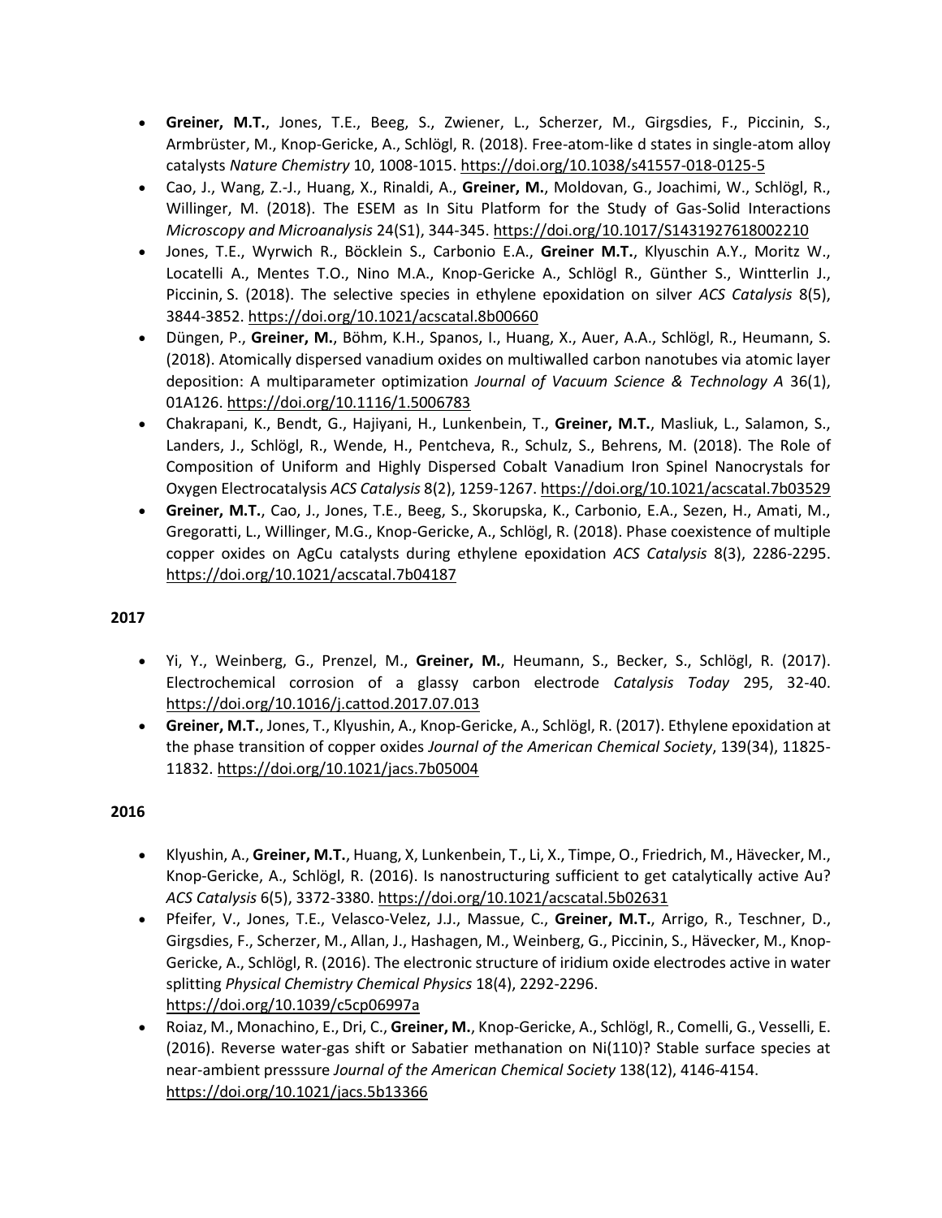- **Greiner, M.T.**, Jones, T.E., Beeg, S., Zwiener, L., Scherzer, M., Girgsdies, F., Piccinin, S., Armbrüster, M., Knop-Gericke, A., Schlögl, R. (2018). Free-atom-like d states in single-atom alloy catalysts *Nature Chemistry* 10, 1008-1015. https://doi.org/10.1038/s41557-018-0125-5
- Cao, J., Wang, Z.-J., Huang, X., Rinaldi, A., **Greiner, M.**, Moldovan, G., Joachimi, W., Schlögl, R., Willinger, M. (2018). The ESEM as In Situ Platform for the Study of Gas-Solid Interactions *Microscopy and Microanalysis* 24(S1), 344-345. https://doi.org/10.1017/S1431927618002210
- Jones, T.E., Wyrwich R., Böcklein S., Carbonio E.A., **Greiner M.T.**, Klyuschin A.Y., Moritz W., Locatelli A., Mentes T.O., Nino M.A., Knop-Gericke A., Schlögl R., Günther S., Wintterlin J., Piccinin, S. (2018). The selective species in ethylene epoxidation on silver *ACS Catalysis* 8(5), 3844-3852. https://doi.org/10.1021/acscatal.8b00660
- Düngen, P., **Greiner, M.**, Böhm, K.H., Spanos, I., Huang, X., Auer, A.A., Schlögl, R., Heumann, S. (2018). Atomically dispersed vanadium oxides on multiwalled carbon nanotubes via atomic layer deposition: A multiparameter optimization *Journal of Vacuum Science & Technology A* 36(1), 01A126. https://doi.org/10.1116/1.5006783
- Chakrapani, K., Bendt, G., Hajiyani, H., Lunkenbein, T., **Greiner, M.T.**, Masliuk, L., Salamon, S., Landers, J., Schlögl, R., Wende, H., Pentcheva, R., Schulz, S., Behrens, M. (2018). The Role of Composition of Uniform and Highly Dispersed Cobalt Vanadium Iron Spinel Nanocrystals for Oxygen Electrocatalysis *ACS Catalysis* 8(2), 1259-1267. https://doi.org/10.1021/acscatal.7b03529
- **Greiner, M.T.**, Cao, J., Jones, T.E., Beeg, S., Skorupska, K., Carbonio, E.A., Sezen, H., Amati, M., Gregoratti, L., Willinger, M.G., Knop-Gericke, A., Schlögl, R. (2018). Phase coexistence of multiple copper oxides on AgCu catalysts during ethylene epoxidation *ACS Catalysis* 8(3), 2286-2295. https://doi.org/10.1021/acscatal.7b04187

**2017**

- Yi, Y., Weinberg, G., Prenzel, M., **Greiner, M.**, Heumann, S., Becker, S., Schlögl, R. (2017). Electrochemical corrosion of a glassy carbon electrode *Catalysis Today* 295, 32-40. https://doi.org/10.1016/j.cattod.2017.07.013
- **Greiner, M.T.**, Jones, T., Klyushin, A., Knop-Gericke, A., Schlögl, R. (2017). Ethylene epoxidation at the phase transition of copper oxides *Journal of the American Chemical Society*, 139(34), 11825-11832. https://doi.org/10.1021/jacs.7b05004

**2016**

- Klyushin, A., **Greiner, M.T.**, Huang, X, Lunkenbein, T., Li, X., Timpe, O., Friedrich, M., Hävecker, M., Knop-Gericke, A., Schlögl, R. (2016). Is nanostructuring sufficient to get catalytically active Au? *ACS Catalysis* 6(5), 3372-3380. https://doi.org/10.1021/acscatal.5b02631
- Pfeifer, V., Jones, T.E., Velasco-Velez, J.J., Massue, C., **Greiner, M.T.**, Arrigo, R., Teschner, D., Girgsdies, F., Scherzer, M., Allan, J., Hashagen, M., Weinberg, G., Piccinin, S., Hävecker, M., Knop-Gericke, A., Schlögl, R. (2016). The electronic structure of iridium oxide electrodes active in water splitting *Physical Chemistry Chemical Physics* 18(4), 2292-2296. https://doi.org/10.1039/c5cp06997a
- Roiaz, M., Monachino, E., Dri, C., **Greiner, M.**, Knop-Gericke, A., Schlögl, R., Comelli, G., Vesselli, E. (2016). Reverse water-gas shift or Sabatier methanation on Ni(110)? Stable surface species at near-ambient presssure *Journal of the American Chemical Society* 138(12), 4146-4154. https://doi.org/10.1021/jacs.5b13366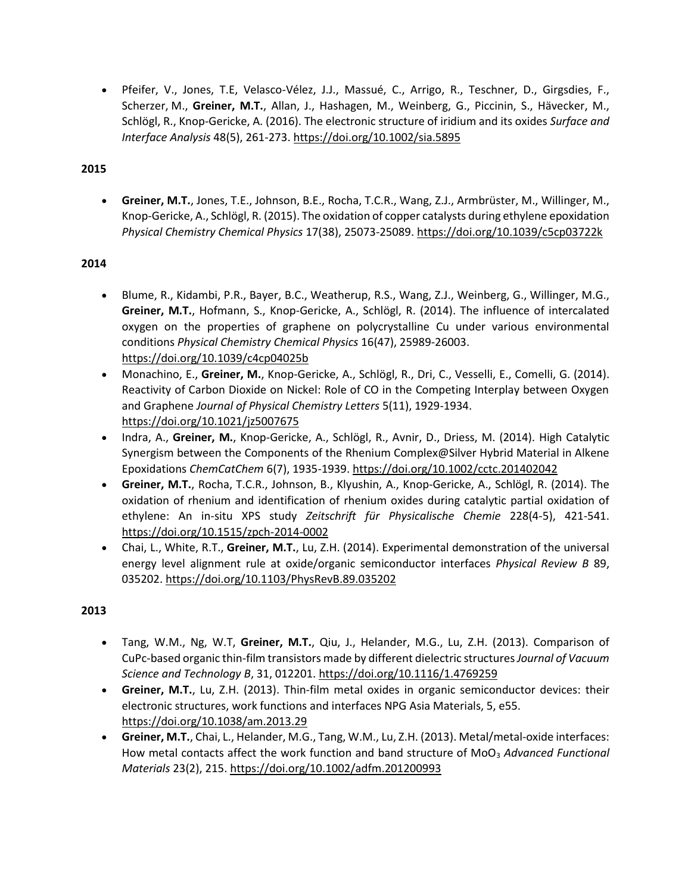- Pfeifer, V., Jones, T.E, Velasco-Vélez, J.J., Massué, C., Arrigo, R., Teschner, D., Girgsdies, F., Scherzer, M., **Greiner, M.T.**, Allan, J., Hashagen, M., Weinberg, G., Piccinin, S., Hävecker, M., Schlögl, R., Knop-Gericke, A. (2016). The electronic structure of iridium and its oxides *Surface and Interface Analysis* 48(5), 261-273. https://doi.org/10.1002/sia.5895

**2015**

- **Greiner, M.T.**, Jones, T.E., Johnson, B.E., Rocha, T.C.R., Wang, Z.J., Armbrüster, M., Willinger, M., Knop-Gericke, A., Schlögl, R. (2015). The oxidation of copper catalysts during ethylene epoxidation *Physical Chemistry Chemical Physics* 17(38), 25073-25089. https://doi.org/10.1039/c5cp03722k

**2014**

- Blume, R., Kidambi, P.R., Bayer, B.C., Weatherup, R.S., Wang, Z.J., Weinberg, G., Willinger, M.G., **Greiner, M.T.**, Hofmann, S., Knop-Gericke, A., Schlögl, R. (2014). The influence of intercalated oxygen on the properties of graphene on polycrystalline Cu under various environmental conditions *Physical Chemistry Chemical Physics* 16(47), 25989-26003. https://doi.org/10.1039/c4cp04025b
- Monachino, E., **Greiner, M.**, Knop-Gericke, A., Schlögl, R., Dri, C., Vesselli, E., Comelli, G. (2014). Reactivity of Carbon Dioxide on Nickel: Role of CO in the Competing Interplay between Oxygen and Graphene *Journal of Physical Chemistry Letters* 5(11), 1929-1934. https://doi.org/10.1021/jz5007675
- Indra, A., **Greiner, M.**, Knop-Gericke, A., Schlögl, R., Avnir, D., Driess, M. (2014). High Catalytic Synergism between the Components of the Rhenium Complex@Silver Hybrid Material in Alkene Epoxidations *ChemCatChem* 6(7), 1935-1939. https://doi.org/10.1002/cctc.201402042
- **Greiner, M.T.**, Rocha, T.C.R., Johnson, B., Klyushin, A., Knop-Gericke, A., Schlögl, R. (2014). The oxidation of rhenium and identification of rhenium oxides during catalytic partial oxidation of ethylene: An in-situ XPS study *Zeitschrift für Physicalische Chemie* 228(4-5), 421-541. https://doi.org/10.1515/zpch-2014-0002
- Chai, L., White, R.T., **Greiner, M.T.**, Lu, Z.H. (2014). Experimental demonstration of the universal energy level alignment rule at oxide/organic semiconductor interfaces *Physical Review B* 89, 035202. https://doi.org/10.1103/PhysRevB.89.035202

**2013**

- Tang, W.M., Ng, W.T, **Greiner, M.T.**, Qiu, J., Helander, M.G., Lu, Z.H. (2013). Comparison of CuPc-based organic thin-film transistors made by different dielectric structures *Journal of Vacuum Science and Technology B*, 31, 012201. https://doi.org/10.1116/1.4769259
- **Greiner, M.T.**, Lu, Z.H. (2013). Thin-film metal oxides in organic semiconductor devices: their electronic structures, work functions and interfaces NPG Asia Materials, 5, e55. https://doi.org/10.1038/am.2013.29
- **Greiner, M.T.**, Chai, L., Helander, M.G., Tang, W.M., Lu, Z.H. (2013). Metal/metal-oxide interfaces: How metal contacts affect the work function and band structure of $MoO_3$ *Advanced Functional Materials* 23(2), 215. https://doi.org/10.1002/adfm.201200993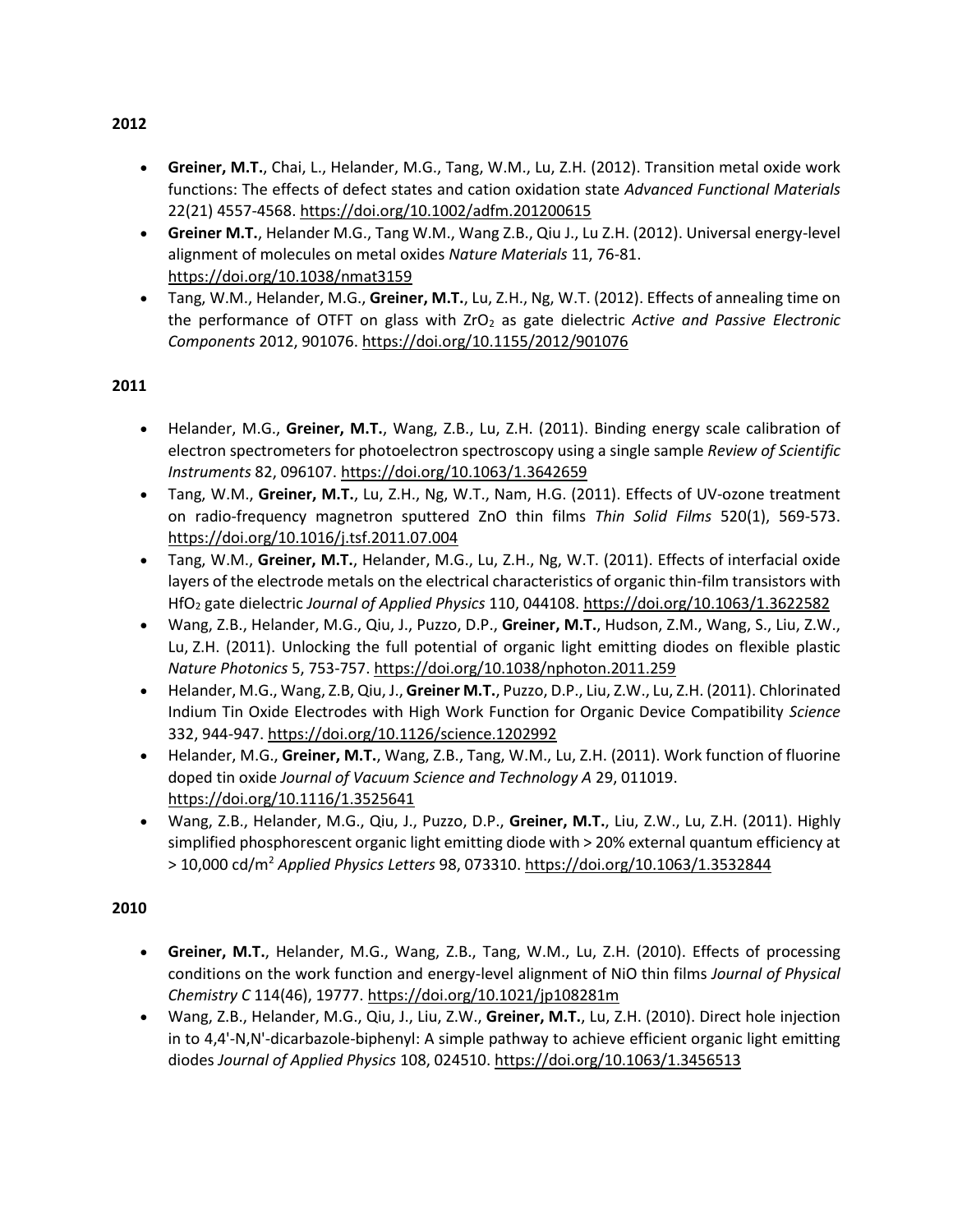**2012**

- **Greiner, M.T.**, Chai, L., Helander, M.G., Tang, W.M., Lu, Z.H. (2012). Transition metal oxide work functions: The effects of defect states and cation oxidation state *Advanced Functional Materials* 22(21) 4557-4568. https://doi.org/10.1002/adfm.201200615
- **Greiner M.T.**, Helander M.G., Tang W.M., Wang Z.B., Qiu J., Lu Z.H. (2012). Universal energy-level alignment of molecules on metal oxides *Nature Materials* 11, 76-81. https://doi.org/10.1038/nmat3159
- Tang, W.M., Helander, M.G., **Greiner, M.T.**, Lu, Z.H., Ng, W.T. (2012). Effects of annealing time on the performance of OTFT on glass with $ZrO_2$ as gate dielectric *Active and Passive Electronic Components* 2012, 901076. https://doi.org/10.1155/2012/901076

**2011**

- Helander, M.G., **Greiner, M.T.**, Wang, Z.B., Lu, Z.H. (2011). Binding energy scale calibration of electron spectrometers for photoelectron spectroscopy using a single sample *Review of Scientific Instruments* 82, 096107. https://doi.org/10.1063/1.3642659
- Tang, W.M., **Greiner, M.T.**, Lu, Z.H., Ng, W.T., Nam, H.G. (2011). Effects of UV-ozone treatment on radio-frequency magnetron sputtered ZnO thin films *Thin Solid Films* 520(1), 569-573. https://doi.org/10.1016/j.tsf.2011.07.004
- Tang, W.M., **Greiner, M.T.**, Helander, M.G., Lu, Z.H., Ng, W.T. (2011). Effects of interfacial oxide layers of the electrode metals on the electrical characteristics of organic thin-film transistors with $HfO_2$ gate dielectric *Journal of Applied Physics* 110, 044108. https://doi.org/10.1063/1.3622582
- Wang, Z.B., Helander, M.G., Qiu, J., Puzzo, D.P., **Greiner, M.T.**, Hudson, Z.M., Wang, S., Liu, Z.W., Lu, Z.H. (2011). Unlocking the full potential of organic light emitting diodes on flexible plastic *Nature Photonics* 5, 753-757. https://doi.org/10.1038/nphoton.2011.259
- Helander, M.G., Wang, Z.B, Qiu, J., **Greiner M.T.**, Puzzo, D.P., Liu, Z.W., Lu, Z.H. (2011). Chlorinated Indium Tin Oxide Electrodes with High Work Function for Organic Device Compatibility *Science* 332, 944-947. https://doi.org/10.1126/science.1202992
- Helander, M.G., **Greiner, M.T.**, Wang, Z.B., Tang, W.M., Lu, Z.H. (2011). Work function of fluorine doped tin oxide *Journal of Vacuum Science and Technology A* 29, 011019. https://doi.org/10.1116/1.3525641
- Wang, Z.B., Helander, M.G., Qiu, J., Puzzo, D.P., **Greiner, M.T.**, Liu, Z.W., Lu, Z.H. (2011). Highly simplified phosphorescent organic light emitting diode with > 20% external quantum efficiency at > 10,000 cd/m$^2$ *Applied Physics Letters* 98, 073310. https://doi.org/10.1063/1.3532844

**2010**

- **Greiner, M.T.**, Helander, M.G., Wang, Z.B., Tang, W.M., Lu, Z.H. (2010). Effects of processing conditions on the work function and energy-level alignment of NiO thin films *Journal of Physical Chemistry C* 114(46), 19777. https://doi.org/10.1021/jp108281m
- Wang, Z.B., Helander, M.G., Qiu, J., Liu, Z.W., **Greiner, M.T.**, Lu, Z.H. (2010). Direct hole injection in to 4,4'-N,N'-dicarbazole-biphenyl: A simple pathway to achieve efficient organic light emitting diodes *Journal of Applied Physics* 108, 024510. https://doi.org/10.1063/1.3456513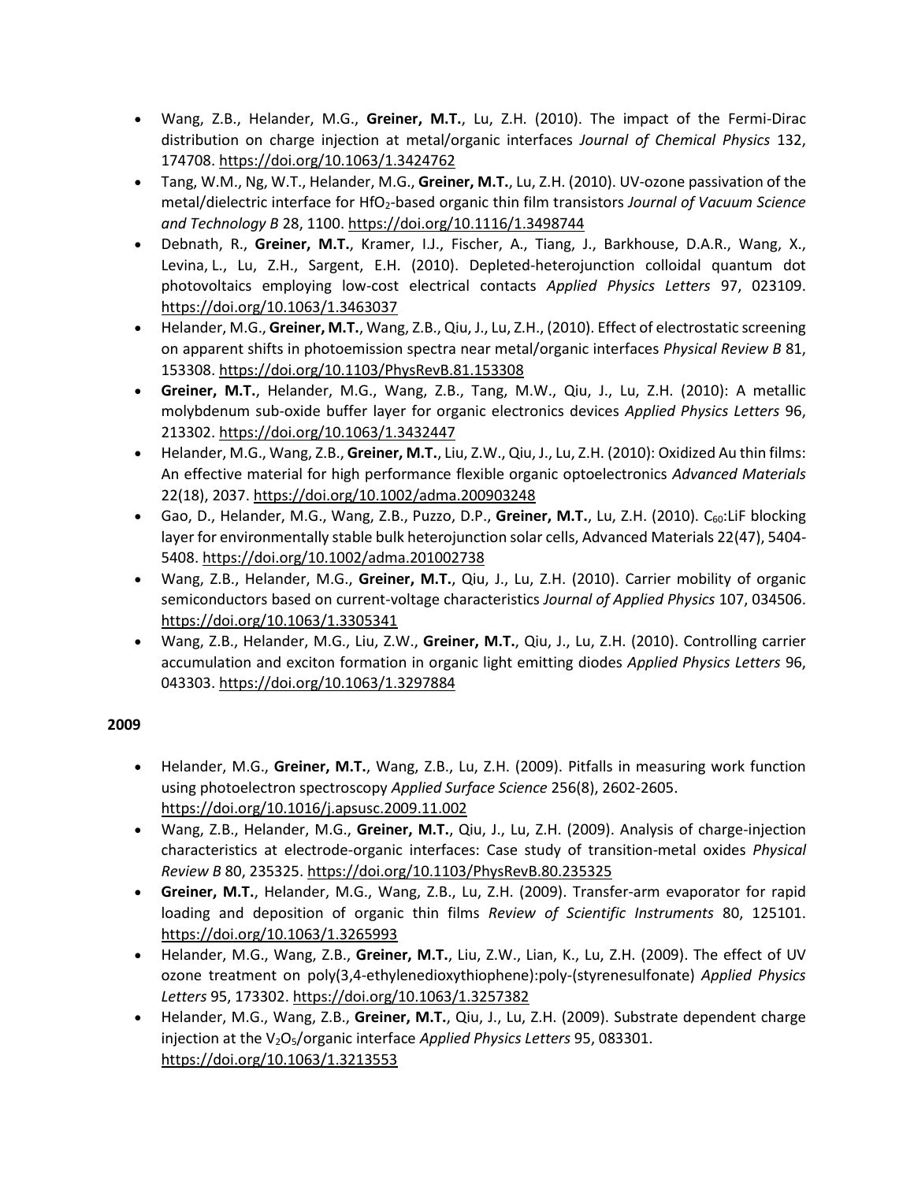- Wang, Z.B., Helander, M.G., **Greiner, M.T.**, Lu, Z.H. (2010). The impact of the Fermi-Dirac distribution on charge injection at metal/organic interfaces *Journal of Chemical Physics* 132, 174708. https://doi.org/10.1063/1.3424762
- Tang, W.M., Ng, W.T., Helander, M.G., **Greiner, M.T.**, Lu, Z.H. (2010). UV-ozone passivation of the metal/dielectric interface for $HfO_2$-based organic thin film transistors *Journal of Vacuum Science and Technology B* 28, 1100. https://doi.org/10.1116/1.3498744
- Debnath, R., **Greiner, M.T.**, Kramer, I.J., Fischer, A., Tiang, J., Barkhouse, D.A.R., Wang, X., Levina, L., Lu, Z.H., Sargent, E.H. (2010). Depleted-heterojunction colloidal quantum dot photovoltaics employing low-cost electrical contacts *Applied Physics Letters* 97, 023109. https://doi.org/10.1063/1.3463037
- Helander, M.G., **Greiner, M.T.**, Wang, Z.B., Qiu, J., Lu, Z.H., (2010). Effect of electrostatic screening on apparent shifts in photoemission spectra near metal/organic interfaces *Physical Review B* 81, 153308. https://doi.org/10.1103/PhysRevB.81.153308
- **Greiner, M.T.**, Helander, M.G., Wang, Z.B., Tang, M.W., Qiu, J., Lu, Z.H. (2010): A metallic molybdenum sub-oxide buffer layer for organic electronics devices *Applied Physics Letters* 96, 213302. https://doi.org/10.1063/1.3432447
- Helander, M.G., Wang, Z.B., **Greiner, M.T.**, Liu, Z.W., Qiu, J., Lu, Z.H. (2010): Oxidized Au thin films: An effective material for high performance flexible organic optoelectronics *Advanced Materials* 22(18), 2037. https://doi.org/10.1002/adma.200903248
- Gao, D., Helander, M.G., Wang, Z.B., Puzzo, D.P., **Greiner, M.T.**, Lu, Z.H. (2010). $C_{60}$:LiF blocking layer for environmentally stable bulk heterojunction solar cells, Advanced Materials 22(47), 5404-5408. https://doi.org/10.1002/adma.201002738
- Wang, Z.B., Helander, M.G., **Greiner, M.T.**, Qiu, J., Lu, Z.H. (2010). Carrier mobility of organic semiconductors based on current-voltage characteristics *Journal of Applied Physics* 107, 034506. https://doi.org/10.1063/1.3305341
- Wang, Z.B., Helander, M.G., Liu, Z.W., **Greiner, M.T.**, Qiu, J., Lu, Z.H. (2010). Controlling carrier accumulation and exciton formation in organic light emitting diodes *Applied Physics Letters* 96, 043303. https://doi.org/10.1063/1.3297884

**2009**

- Helander, M.G., **Greiner, M.T.**, Wang, Z.B., Lu, Z.H. (2009). Pitfalls in measuring work function using photoelectron spectroscopy *Applied Surface Science* 256(8), 2602-2605. https://doi.org/10.1016/j.apsusc.2009.11.002
- Wang, Z.B., Helander, M.G., **Greiner, M.T.**, Qiu, J., Lu, Z.H. (2009). Analysis of charge-injection characteristics at electrode-organic interfaces: Case study of transition-metal oxides *Physical Review B* 80, 235325. https://doi.org/10.1103/PhysRevB.80.235325
- **Greiner, M.T.**, Helander, M.G., Wang, Z.B., Lu, Z.H. (2009). Transfer-arm evaporator for rapid loading and deposition of organic thin films *Review of Scientific Instruments* 80, 125101. https://doi.org/10.1063/1.3265993
- Helander, M.G., Wang, Z.B., **Greiner, M.T.**, Liu, Z.W., Lian, K., Lu, Z.H. (2009). The effect of UV ozone treatment on poly(3,4-ethylenedioxythiophene):poly-(styrenesulfonate) *Applied Physics Letters* 95, 173302. https://doi.org/10.1063/1.3257382
- Helander, M.G., Wang, Z.B., **Greiner, M.T.**, Qiu, J., Lu, Z.H. (2009). Substrate dependent charge injection at the $V_2O_5$/organic interface *Applied Physics Letters* 95, 083301. https://doi.org/10.1063/1.3213553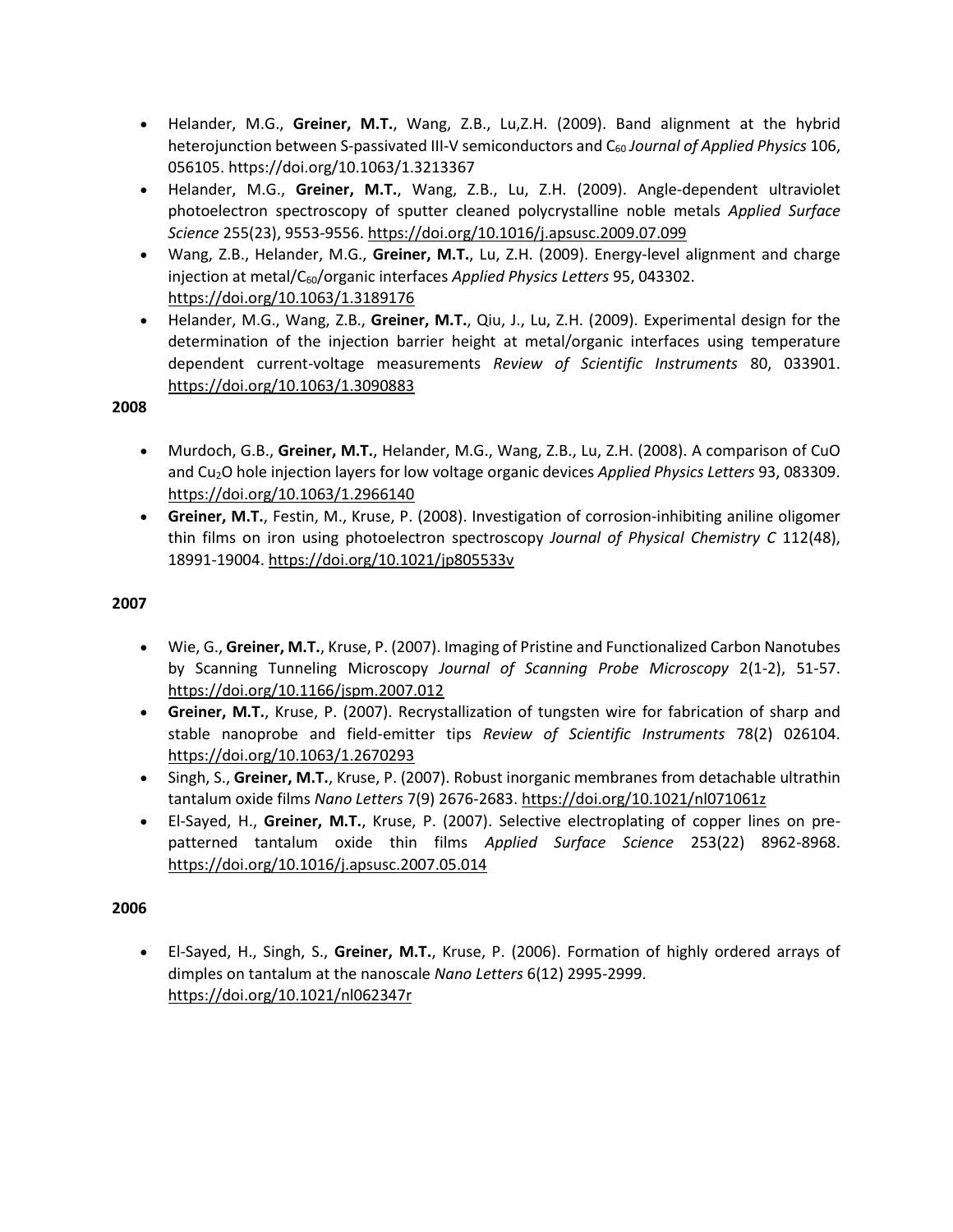- Helander, M.G., **Greiner, M.T.**, Wang, Z.B., Lu,Z.H. (2009). Band alignment at the hybrid heterojunction between S-passivated III-V semiconductors and $C_{60}$ *Journal of Applied Physics* 106, 056105. https://doi.org/10.1063/1.3213367
- Helander, M.G., **Greiner, M.T.**, Wang, Z.B., Lu, Z.H. (2009). Angle-dependent ultraviolet photoelectron spectroscopy of sputter cleaned polycrystalline noble metals *Applied Surface Science* 255(23), 9553-9556. https://doi.org/10.1016/j.apsusc.2009.07.099
- Wang, Z.B., Helander, M.G., **Greiner, M.T.**, Lu, Z.H. (2009). Energy-level alignment and charge injection at metal/$C_{60}$/organic interfaces *Applied Physics Letters* 95, 043302. https://doi.org/10.1063/1.3189176
- Helander, M.G., Wang, Z.B., **Greiner, M.T.**, Qiu, J., Lu, Z.H. (2009). Experimental design for the determination of the injection barrier height at metal/organic interfaces using temperature dependent current-voltage measurements *Review of Scientific Instruments* 80, 033901. https://doi.org/10.1063/1.3090883

**2008**

- Murdoch, G.B., **Greiner, M.T.**, Helander, M.G., Wang, Z.B., Lu, Z.H. (2008). A comparison of CuO and $Cu_2O$ hole injection layers for low voltage organic devices *Applied Physics Letters* 93, 083309. https://doi.org/10.1063/1.2966140
- **Greiner, M.T.**, Festin, M., Kruse, P. (2008). Investigation of corrosion-inhibiting aniline oligomer thin films on iron using photoelectron spectroscopy *Journal of Physical Chemistry C* 112(48), 18991-19004. https://doi.org/10.1021/jp805533v

**2007**

- Wie, G., **Greiner, M.T.**, Kruse, P. (2007). Imaging of Pristine and Functionalized Carbon Nanotubes by Scanning Tunneling Microscopy *Journal of Scanning Probe Microscopy* 2(1-2), 51-57. https://doi.org/10.1166/jspm.2007.012
- **Greiner, M.T.**, Kruse, P. (2007). Recrystallization of tungsten wire for fabrication of sharp and stable nanoprobe and field-emitter tips *Review of Scientific Instruments* 78(2) 026104. https://doi.org/10.1063/1.2670293
- Singh, S., **Greiner, M.T.**, Kruse, P. (2007). Robust inorganic membranes from detachable ultrathin tantalum oxide films *Nano Letters* 7(9) 2676-2683. https://doi.org/10.1021/nl071061z
- El-Sayed, H., **Greiner, M.T.**, Kruse, P. (2007). Selective electroplating of copper lines on pre-patterned tantalum oxide thin films *Applied Surface Science* 253(22) 8962-8968. https://doi.org/10.1016/j.apsusc.2007.05.014

**2006**

- El-Sayed, H., Singh, S., **Greiner, M.T.**, Kruse, P. (2006). Formation of highly ordered arrays of dimples on tantalum at the nanoscale *Nano Letters* 6(12) 2995-2999. https://doi.org/10.1021/nl062347r